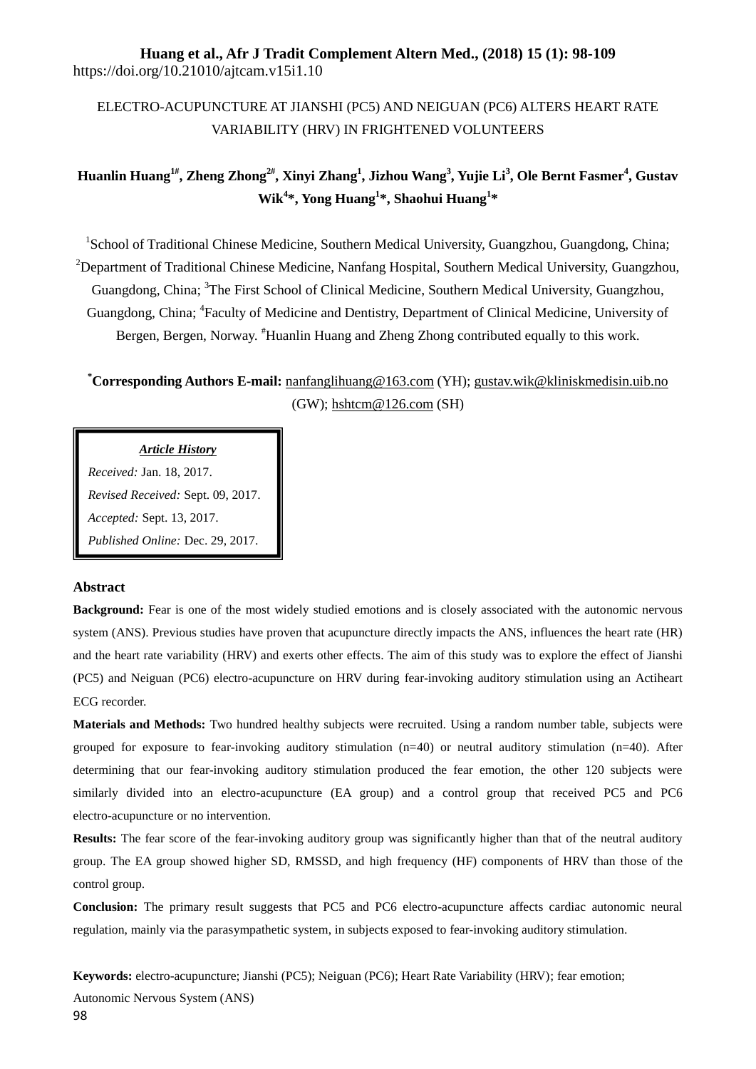ELECTRO-ACUPUNCTURE AT JIANSHI (PC5) AND NEIGUAN (PC6) ALTERS HEART RATE VARIABILITY (HRV) IN FRIGHTENED VOLUNTEERS

**Huanlin Huang[1#], Zheng Zhong[2#], Xinyi Zhang[1], Jizhou Wang[3], Yujie Li[3], Ole Bernt Fasmer[4], Gustav Wik[4]*, Yong Huang[1]*, Shaohui Huang[1]***

[1]School of Traditional Chinese Medicine, Southern Medical University, Guangzhou, Guangdong, China; [2]Department of Traditional Chinese Medicine, Nanfang Hospital, Southern Medical University, Guangzhou, Guangdong, China; [3]The First School of Clinical Medicine, Southern Medical University, Guangzhou, Guangdong, China; [4]Faculty of Medicine and Dentistry, Department of Clinical Medicine, University of Bergen, Bergen, Norway. [#]Huanlin Huang and Zheng Zhong contributed equally to this work.

[*]**Corresponding Authors E-mail:** nanfanglihuang@163.com (YH); gustav.wik@kliniskmedisin.uib.no (GW); hshtcm@126.com (SH)

***Article History***

*Received:* Jan. 18, 2017.
*Revised Received:* Sept. 09, 2017.
*Accepted:* Sept. 13, 2017.
*Published Online:* Dec. 29, 2017.

## Abstract

**Background:** Fear is one of the most widely studied emotions and is closely associated with the autonomic nervous system (ANS). Previous studies have proven that acupuncture directly impacts the ANS, influences the heart rate (HR) and the heart rate variability (HRV) and exerts other effects. The aim of this study was to explore the effect of Jianshi (PC5) and Neiguan (PC6) electro-acupuncture on HRV during fear-invoking auditory stimulation using an Actiheart ECG recorder.

**Materials and Methods:** Two hundred healthy subjects were recruited. Using a random number table, subjects were grouped for exposure to fear-invoking auditory stimulation (n=40) or neutral auditory stimulation (n=40). After determining that our fear-invoking auditory stimulation produced the fear emotion, the other 120 subjects were similarly divided into an electro-acupuncture (EA group) and a control group that received PC5 and PC6 electro-acupuncture or no intervention.

**Results:** The fear score of the fear-invoking auditory group was significantly higher than that of the neutral auditory group. The EA group showed higher SD, RMSSD, and high frequency (HF) components of HRV than those of the control group.

**Conclusion:** The primary result suggests that PC5 and PC6 electro-acupuncture affects cardiac autonomic neural regulation, mainly via the parasympathetic system, in subjects exposed to fear-invoking auditory stimulation.

**Keywords:** electro-acupuncture; Jianshi (PC5); Neiguan (PC6); Heart Rate Variability (HRV); fear emotion; Autonomic Nervous System (ANS)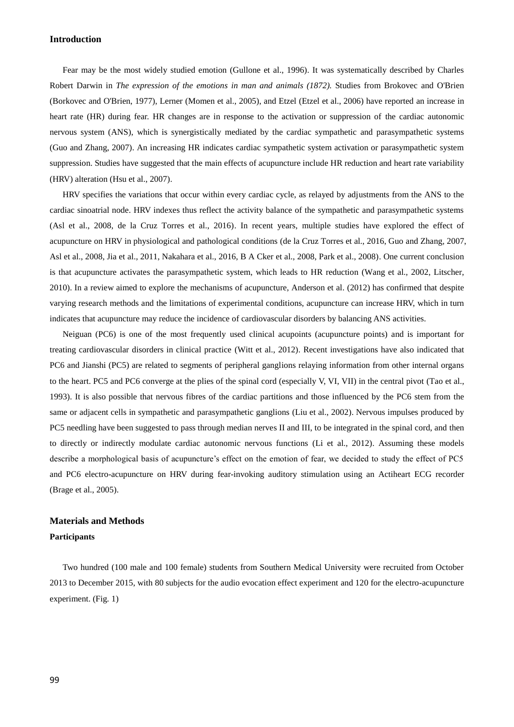## Introduction

Fear may be the most widely studied emotion (Gullone et al., 1996). It was systematically described by Charles Robert Darwin in *The expression of the emotions in man and animals (1872).* Studies from Brokovec and O'Brien (Borkovec and O'Brien, 1977), Lerner (Momen et al., 2005), and Etzel (Etzel et al., 2006) have reported an increase in heart rate (HR) during fear. HR changes are in response to the activation or suppression of the cardiac autonomic nervous system (ANS), which is synergistically mediated by the cardiac sympathetic and parasympathetic systems (Guo and Zhang, 2007). An increasing HR indicates cardiac sympathetic system activation or parasympathetic system suppression. Studies have suggested that the main effects of acupuncture include HR reduction and heart rate variability (HRV) alteration (Hsu et al., 2007).

HRV specifies the variations that occur within every cardiac cycle, as relayed by adjustments from the ANS to the cardiac sinoatrial node. HRV indexes thus reflect the activity balance of the sympathetic and parasympathetic systems (Asl et al., 2008, de la Cruz Torres et al., 2016). In recent years, multiple studies have explored the effect of acupuncture on HRV in physiological and pathological conditions (de la Cruz Torres et al., 2016, Guo and Zhang, 2007, Asl et al., 2008, Jia et al., 2011, Nakahara et al., 2016, B A Cker et al., 2008, Park et al., 2008). One current conclusion is that acupuncture activates the parasympathetic system, which leads to HR reduction (Wang et al., 2002, Litscher, 2010). In a review aimed to explore the mechanisms of acupuncture, Anderson et al. (2012) has confirmed that despite varying research methods and the limitations of experimental conditions, acupuncture can increase HRV, which in turn indicates that acupuncture may reduce the incidence of cardiovascular disorders by balancing ANS activities.

Neiguan (PC6) is one of the most frequently used clinical acupoints (acupuncture points) and is important for treating cardiovascular disorders in clinical practice (Witt et al., 2012). Recent investigations have also indicated that PC6 and Jianshi (PC5) are related to segments of peripheral ganglions relaying information from other internal organs to the heart. PC5 and PC6 converge at the plies of the spinal cord (especially V, VI, VII) in the central pivot (Tao et al., 1993). It is also possible that nervous fibres of the cardiac partitions and those influenced by the PC6 stem from the same or adjacent cells in sympathetic and parasympathetic ganglions (Liu et al., 2002). Nervous impulses produced by PC5 needling have been suggested to pass through median nerves II and III, to be integrated in the spinal cord, and then to directly or indirectly modulate cardiac autonomic nervous functions (Li et al., 2012). Assuming these models describe a morphological basis of acupuncture's effect on the emotion of fear, we decided to study the effect of PC5 and PC6 electro-acupuncture on HRV during fear-invoking auditory stimulation using an Actiheart ECG recorder (Brage et al., 2005).

## Materials and Methods

### Participants

Two hundred (100 male and 100 female) students from Southern Medical University were recruited from October 2013 to December 2015, with 80 subjects for the audio evocation effect experiment and 120 for the electro-acupuncture experiment. (Fig. 1)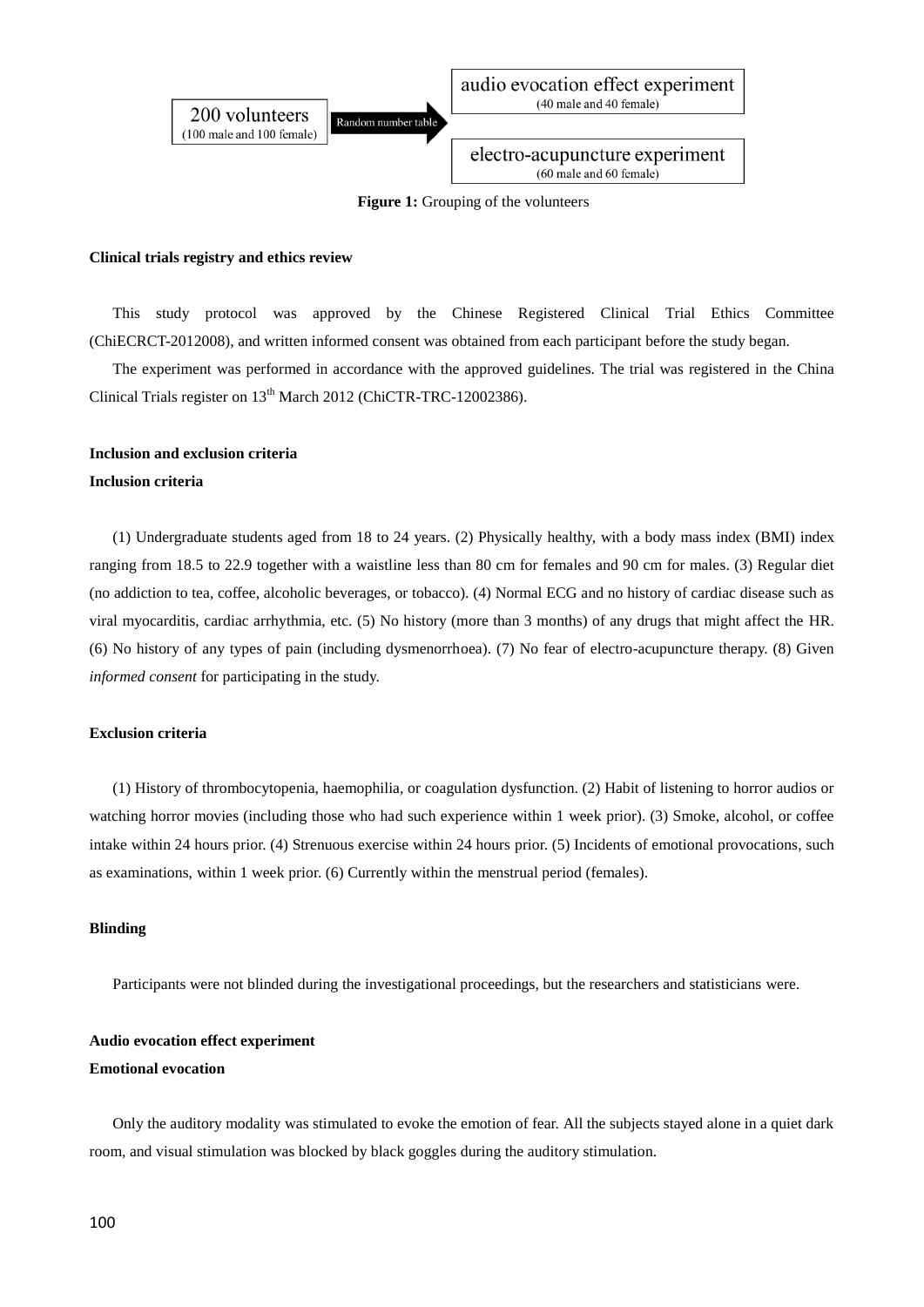200 volunteers
(100 male and 100 female)

Random number table

audio evocation effect experiment
(40 male and 40 female)

electro-acupuncture experiment
(60 male and 60 female)

**Figure 1:** Grouping of the volunteers

**Clinical trials registry and ethics review**

This study protocol was approved by the Chinese Registered Clinical Trial Ethics Committee (ChiECRCT-2012008), and written informed consent was obtained from each participant before the study began.

The experiment was performed in accordance with the approved guidelines. The trial was registered in the China Clinical Trials register on 13th March 2012 (ChiCTR-TRC-12002386).

**Inclusion and exclusion criteria**

**Inclusion criteria**

(1) Undergraduate students aged from 18 to 24 years. (2) Physically healthy, with a body mass index (BMI) index ranging from 18.5 to 22.9 together with a waistline less than 80 cm for females and 90 cm for males. (3) Regular diet (no addiction to tea, coffee, alcoholic beverages, or tobacco). (4) Normal ECG and no history of cardiac disease such as viral myocarditis, cardiac arrhythmia, etc. (5) No history (more than 3 months) of any drugs that might affect the HR. (6) No history of any types of pain (including dysmenorrhoea). (7) No fear of electro-acupuncture therapy. (8) Given *informed consent* for participating in the study.

**Exclusion criteria**

(1) History of thrombocytopenia, haemophilia, or coagulation dysfunction. (2) Habit of listening to horror audios or watching horror movies (including those who had such experience within 1 week prior). (3) Smoke, alcohol, or coffee intake within 24 hours prior. (4) Strenuous exercise within 24 hours prior. (5) Incidents of emotional provocations, such as examinations, within 1 week prior. (6) Currently within the menstrual period (females).

**Blinding**

Participants were not blinded during the investigational proceedings, but the researchers and statisticians were.

**Audio evocation effect experiment**

**Emotional evocation**

Only the auditory modality was stimulated to evoke the emotion of fear. All the subjects stayed alone in a quiet dark room, and visual stimulation was blocked by black goggles during the auditory stimulation.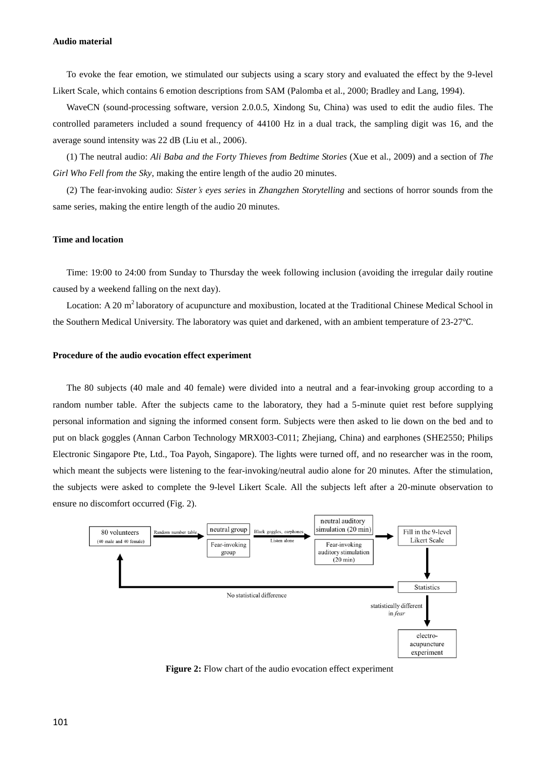**Audio material**

To evoke the fear emotion, we stimulated our subjects using a scary story and evaluated the effect by the 9-level Likert Scale, which contains 6 emotion descriptions from SAM (Palomba et al., 2000; Bradley and Lang, 1994).

WaveCN (sound-processing software, version 2.0.0.5, Xindong Su, China) was used to edit the audio files. The controlled parameters included a sound frequency of 44100 Hz in a dual track, the sampling digit was 16, and the average sound intensity was 22 dB (Liu et al., 2006).

(1) The neutral audio: *Ali Baba and the Forty Thieves from Bedtime Stories* (Xue et al., 2009) and a section of *The Girl Who Fell from the Sky*, making the entire length of the audio 20 minutes.

(2) The fear-invoking audio: *Sister's eyes series* in *Zhangzhen Storytelling* and sections of horror sounds from the same series, making the entire length of the audio 20 minutes.

**Time and location**

Time: 19:00 to 24:00 from Sunday to Thursday the week following inclusion (avoiding the irregular daily routine caused by a weekend falling on the next day).

Location: A 20 $m^2$ laboratory of acupuncture and moxibustion, located at the Traditional Chinese Medical School in the Southern Medical University. The laboratory was quiet and darkened, with an ambient temperature of 23-27℃.

**Procedure of the audio evocation effect experiment**

The 80 subjects (40 male and 40 female) were divided into a neutral and a fear-invoking group according to a random number table. After the subjects came to the laboratory, they had a 5-minute quiet rest before supplying personal information and signing the informed consent form. Subjects were then asked to lie down on the bed and to put on black goggles (Annan Carbon Technology MRX003-C011; Zhejiang, China) and earphones (SHE2550; Philips Electronic Singapore Pte, Ltd., Toa Payoh, Singapore). The lights were turned off, and no researcher was in the room, which meant the subjects were listening to the fear-invoking/neutral audio alone for 20 minutes. After the stimulation, the subjects were asked to complete the 9-level Likert Scale. All the subjects left after a 20-minute observation to ensure no discomfort occurred (Fig. 2).

80 volunteers (40 male and 40 female) → Random number table → neutral group / Fear-invoking group → Black goggles, earphones, Listen alone → neutral auditory simulation (20 min) / Fear-invoking auditory stimulation (20 min) → Fill in the 9-level Likert Scale → Statistics → No statistical difference (back to 80 volunteers); statistically different in *fear* → electro-acupuncture experiment

**Figure 2:** Flow chart of the audio evocation effect experiment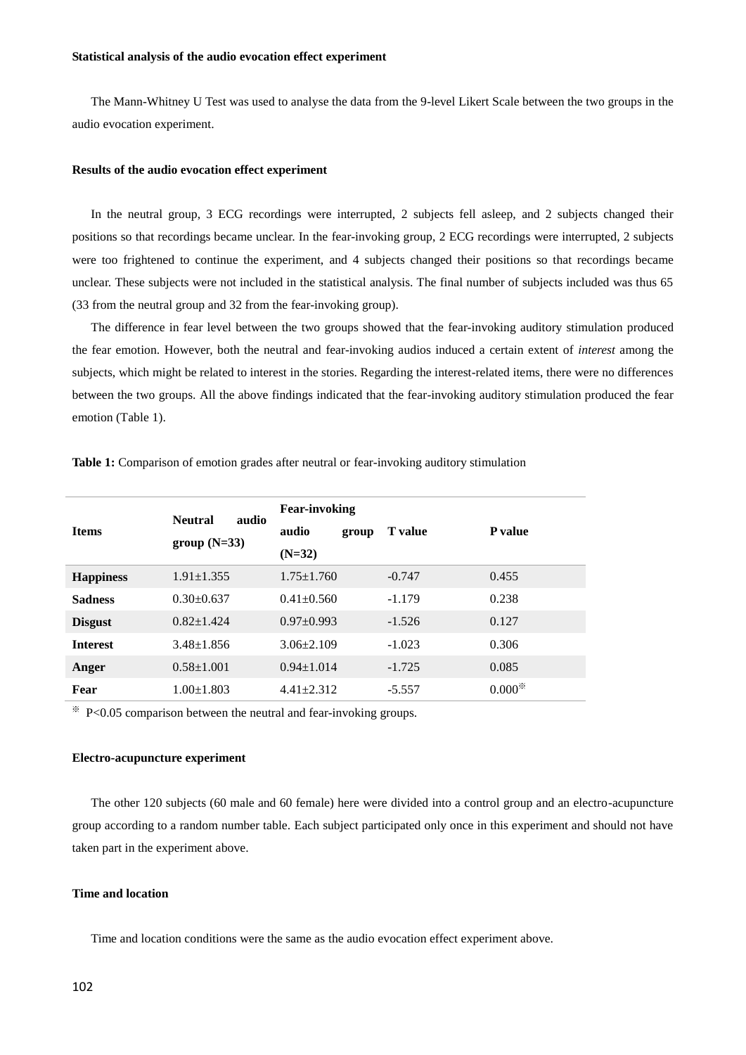**Statistical analysis of the audio evocation effect experiment**

The Mann-Whitney U Test was used to analyse the data from the 9-level Likert Scale between the two groups in the audio evocation experiment.

**Results of the audio evocation effect experiment**

In the neutral group, 3 ECG recordings were interrupted, 2 subjects fell asleep, and 2 subjects changed their positions so that recordings became unclear. In the fear-invoking group, 2 ECG recordings were interrupted, 2 subjects were too frightened to continue the experiment, and 4 subjects changed their positions so that recordings became unclear. These subjects were not included in the statistical analysis. The final number of subjects included was thus 65 (33 from the neutral group and 32 from the fear-invoking group).

The difference in fear level between the two groups showed that the fear-invoking auditory stimulation produced the fear emotion. However, both the neutral and fear-invoking audios induced a certain extent of *interest* among the subjects, which might be related to interest in the stories. Regarding the interest-related items, there were no differences between the two groups. All the above findings indicated that the fear-invoking auditory stimulation produced the fear emotion (Table 1).

**Table 1:** Comparison of emotion grades after neutral or fear-invoking auditory stimulation

| Items | Neutral audio group (N=33) | Fear-invoking audio group (N=32) | T value | P value |
|---|---|---|---|---|
| **Happiness** | 1.91±1.355 | 1.75±1.760 | -0.747 | 0.455 |
| **Sadness** | 0.30±0.637 | 0.41±0.560 | -1.179 | 0.238 |
| **Disgust** | 0.82±1.424 | 0.97±0.993 | -1.526 | 0.127 |
| **Interest** | 3.48±1.856 | 3.06±2.109 | -1.023 | 0.306 |
| **Anger** | 0.58±1.001 | 0.94±1.014 | -1.725 | 0.085 |
| **Fear** | 1.00±1.803 | 4.41±2.312 | -5.557 | 0.000※ |

※ $P<0.05$ comparison between the neutral and fear-invoking groups.

**Electro-acupuncture experiment**

The other 120 subjects (60 male and 60 female) here were divided into a control group and an electro-acupuncture group according to a random number table. Each subject participated only once in this experiment and should not have taken part in the experiment above.

**Time and location**

Time and location conditions were the same as the audio evocation effect experiment above.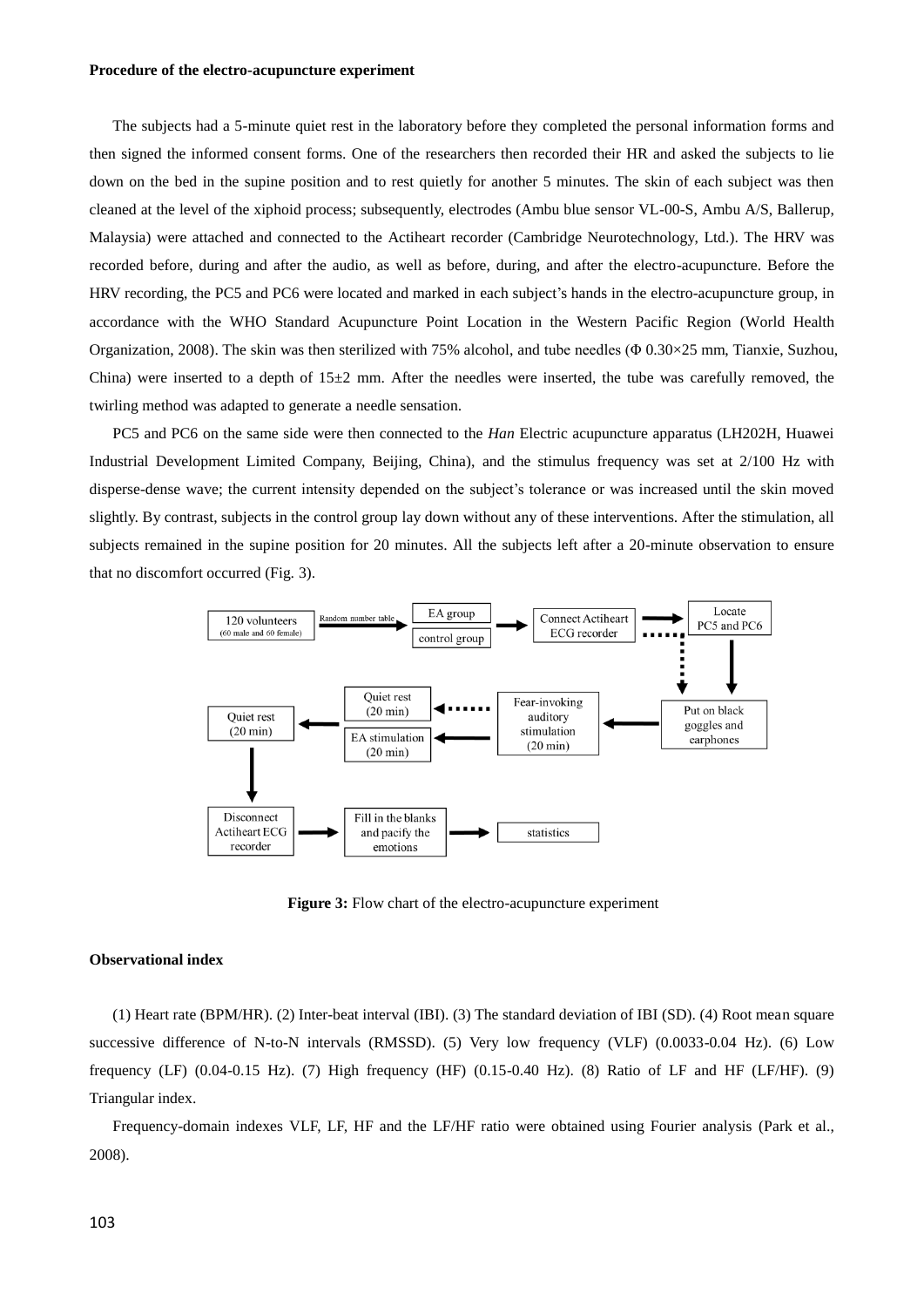**Procedure of the electro-acupuncture experiment**

The subjects had a 5-minute quiet rest in the laboratory before they completed the personal information forms and then signed the informed consent forms. One of the researchers then recorded their HR and asked the subjects to lie down on the bed in the supine position and to rest quietly for another 5 minutes. The skin of each subject was then cleaned at the level of the xiphoid process; subsequently, electrodes (Ambu blue sensor VL-00-S, Ambu A/S, Ballerup, Malaysia) were attached and connected to the Actiheart recorder (Cambridge Neurotechnology, Ltd.). The HRV was recorded before, during and after the audio, as well as before, during, and after the electro-acupuncture. Before the HRV recording, the PC5 and PC6 were located and marked in each subject's hands in the electro-acupuncture group, in accordance with the WHO Standard Acupuncture Point Location in the Western Pacific Region (World Health Organization, 2008). The skin was then sterilized with 75% alcohol, and tube needles (Φ 0.30×25 mm, Tianxie, Suzhou, China) were inserted to a depth of 15±2 mm. After the needles were inserted, the tube was carefully removed, the twirling method was adapted to generate a needle sensation.

PC5 and PC6 on the same side were then connected to the *Han* Electric acupuncture apparatus (LH202H, Huawei Industrial Development Limited Company, Beijing, China), and the stimulus frequency was set at 2/100 Hz with disperse-dense wave; the current intensity depended on the subject's tolerance or was increased until the skin moved slightly. By contrast, subjects in the control group lay down without any of these interventions. After the stimulation, all subjects remained in the supine position for 20 minutes. All the subjects left after a 20-minute observation to ensure that no discomfort occurred (Fig. 3).

**Figure 3:** Flow chart of the electro-acupuncture experiment

**Observational index**

(1) Heart rate (BPM/HR). (2) Inter-beat interval (IBI). (3) The standard deviation of IBI (SD). (4) Root mean square successive difference of N-to-N intervals (RMSSD). (5) Very low frequency (VLF) (0.0033-0.04 Hz). (6) Low frequency (LF) (0.04-0.15 Hz). (7) High frequency (HF) (0.15-0.40 Hz). (8) Ratio of LF and HF (LF/HF). (9) Triangular index.

Frequency-domain indexes VLF, LF, HF and the LF/HF ratio were obtained using Fourier analysis (Park et al., 2008).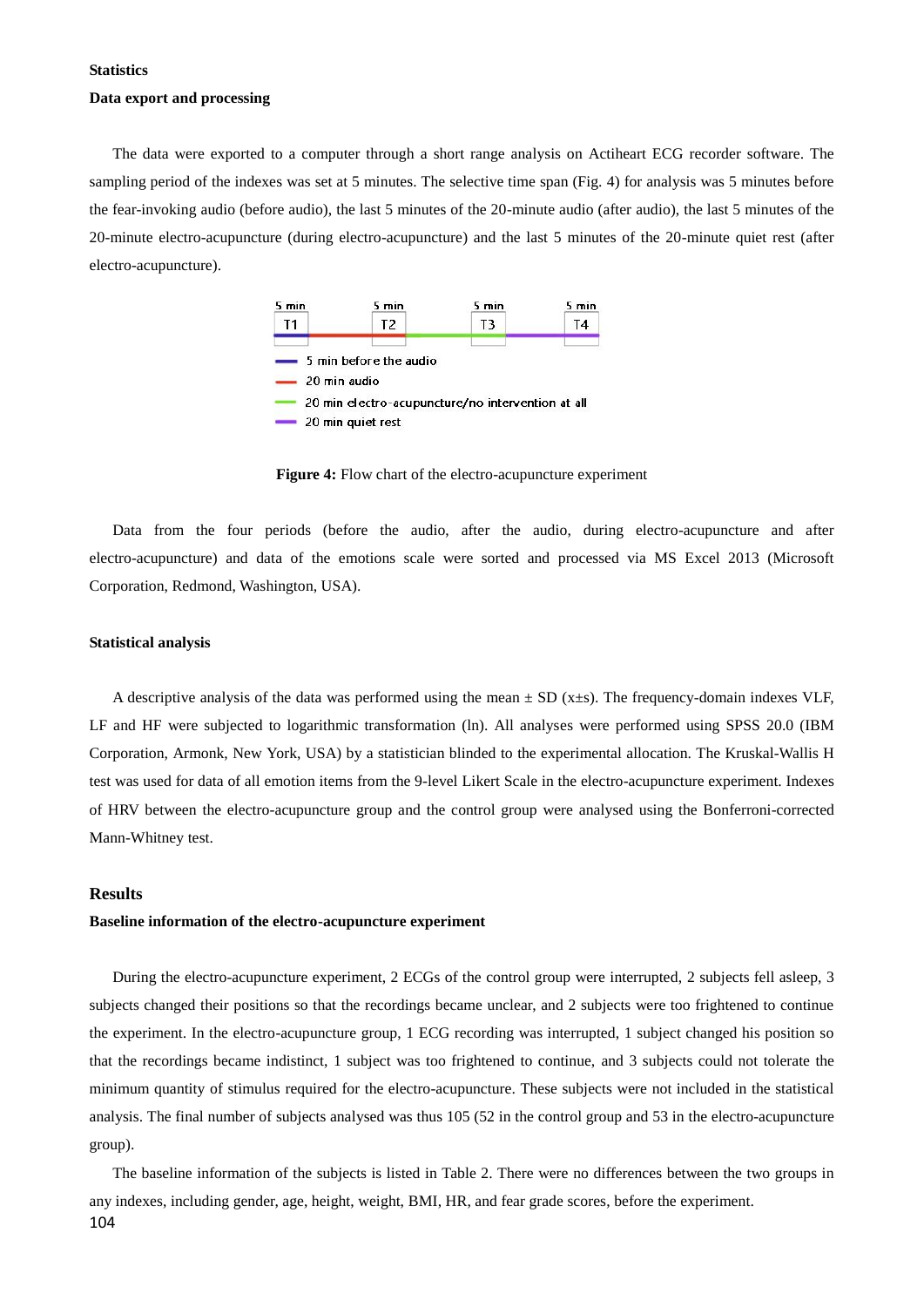**Statistics**

**Data export and processing**

The data were exported to a computer through a short range analysis on Actiheart ECG recorder software. The sampling period of the indexes was set at 5 minutes. The selective time span (Fig. 4) for analysis was 5 minutes before the fear-invoking audio (before audio), the last 5 minutes of the 20-minute audio (after audio), the last 5 minutes of the 20-minute electro-acupuncture (during electro-acupuncture) and the last 5 minutes of the 20-minute quiet rest (after electro-acupuncture).

5 min T1 — 5 min T2 — 5 min T3 — 5 min T4

- 5 min before the audio
- 20 min audio
- 20 min electro-acupuncture/no intervention at all
- 20 min quiet rest

**Figure 4:** Flow chart of the electro-acupuncture experiment

Data from the four periods (before the audio, after the audio, during electro-acupuncture and after electro-acupuncture) and data of the emotions scale were sorted and processed via MS Excel 2013 (Microsoft Corporation, Redmond, Washington, USA).

**Statistical analysis**

A descriptive analysis of the data was performed using the mean ± SD (x±s). The frequency-domain indexes VLF, LF and HF were subjected to logarithmic transformation (ln). All analyses were performed using SPSS 20.0 (IBM Corporation, Armonk, New York, USA) by a statistician blinded to the experimental allocation. The Kruskal-Wallis H test was used for data of all emotion items from the 9-level Likert Scale in the electro-acupuncture experiment. Indexes of HRV between the electro-acupuncture group and the control group were analysed using the Bonferroni-corrected Mann-Whitney test.

## Results

**Baseline information of the electro-acupuncture experiment**

During the electro-acupuncture experiment, 2 ECGs of the control group were interrupted, 2 subjects fell asleep, 3 subjects changed their positions so that the recordings became unclear, and 2 subjects were too frightened to continue the experiment. In the electro-acupuncture group, 1 ECG recording was interrupted, 1 subject changed his position so that the recordings became indistinct, 1 subject was too frightened to continue, and 3 subjects could not tolerate the minimum quantity of stimulus required for the electro-acupuncture. These subjects were not included in the statistical analysis. The final number of subjects analysed was thus 105 (52 in the control group and 53 in the electro-acupuncture group).

The baseline information of the subjects is listed in Table 2. There were no differences between the two groups in any indexes, including gender, age, height, weight, BMI, HR, and fear grade scores, before the experiment.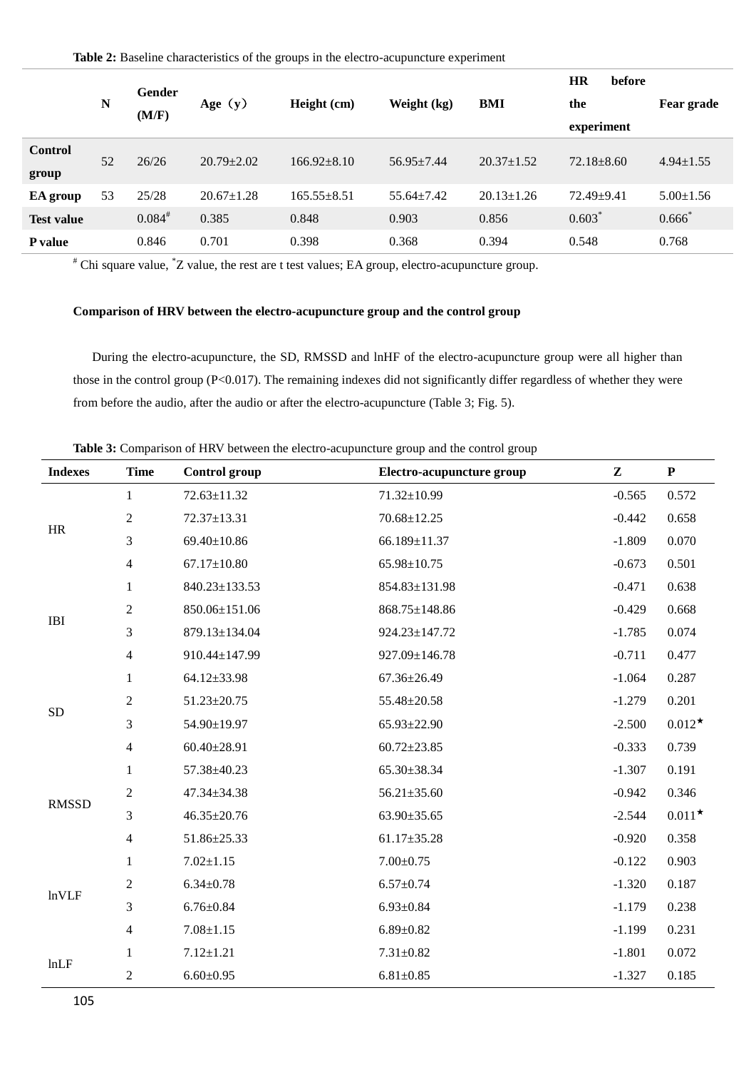**Table 2:** Baseline characteristics of the groups in the electro-acupuncture experiment

| | N | Gender (M/F) | Age（y） | Height (cm) | Weight (kg) | BMI | HR before the experiment | Fear grade |
|---|---|---|---|---|---|---|---|---|
| **Control group** | 52 | 26/26 | 20.79±2.02 | 166.92±8.10 | 56.95±7.44 | 20.37±1.52 | 72.18±8.60 | 4.94±1.55 |
| **EA group** | 53 | 25/28 | 20.67±1.28 | 165.55±8.51 | 55.64±7.42 | 20.13±1.26 | 72.49±9.41 | 5.00±1.56 |
| **Test value** | | 0.084# | 0.385 | 0.848 | 0.903 | 0.856 | 0.603* | 0.666* |
| **P value** | | 0.846 | 0.701 | 0.398 | 0.368 | 0.394 | 0.548 | 0.768 |

# Chi square value, *Z value, the rest are t test values; EA group, electro-acupuncture group.

**Comparison of HRV between the electro-acupuncture group and the control group**

During the electro-acupuncture, the SD, RMSSD and lnHF of the electro-acupuncture group were all higher than those in the control group ($P<0.017$). The remaining indexes did not significantly differ regardless of whether they were from before the audio, after the audio or after the electro-acupuncture (Table 3; Fig. 5).

**Table 3:** Comparison of HRV between the electro-acupuncture group and the control group

| Indexes | Time | Control group | Electro-acupuncture group | Z | P |
|---|---|---|---|---|---|
| HR | 1 | 72.63±11.32 | 71.32±10.99 | -0.565 | 0.572 |
| | 2 | 72.37±13.31 | 70.68±12.25 | -0.442 | 0.658 |
| | 3 | 69.40±10.86 | 66.189±11.37 | -1.809 | 0.070 |
| | 4 | 67.17±10.80 | 65.98±10.75 | -0.673 | 0.501 |
| IBI | 1 | 840.23±133.53 | 854.83±131.98 | -0.471 | 0.638 |
| | 2 | 850.06±151.06 | 868.75±148.86 | -0.429 | 0.668 |
| | 3 | 879.13±134.04 | 924.23±147.72 | -1.785 | 0.074 |
| | 4 | 910.44±147.99 | 927.09±146.78 | -0.711 | 0.477 |
| SD | 1 | 64.12±33.98 | 67.36±26.49 | -1.064 | 0.287 |
| | 2 | 51.23±20.75 | 55.48±20.58 | -1.279 | 0.201 |
| | 3 | 54.90±19.97 | 65.93±22.90 | -2.500 | 0.012★ |
| | 4 | 60.40±28.91 | 60.72±23.85 | -0.333 | 0.739 |
| RMSSD | 1 | 57.38±40.23 | 65.30±38.34 | -1.307 | 0.191 |
| | 2 | 47.34±34.38 | 56.21±35.60 | -0.942 | 0.346 |
| | 3 | 46.35±20.76 | 63.90±35.65 | -2.544 | 0.011★ |
| | 4 | 51.86±25.33 | 61.17±35.28 | -0.920 | 0.358 |
| lnVLF | 1 | 7.02±1.15 | 7.00±0.75 | -0.122 | 0.903 |
| | 2 | 6.34±0.78 | 6.57±0.74 | -1.320 | 0.187 |
| | 3 | 6.76±0.84 | 6.93±0.84 | -1.179 | 0.238 |
| | 4 | 7.08±1.15 | 6.89±0.82 | -1.199 | 0.231 |
| lnLF | 1 | 7.12±1.21 | 7.31±0.82 | -1.801 | 0.072 |
| | 2 | 6.60±0.95 | 6.81±0.85 | -1.327 | 0.185 |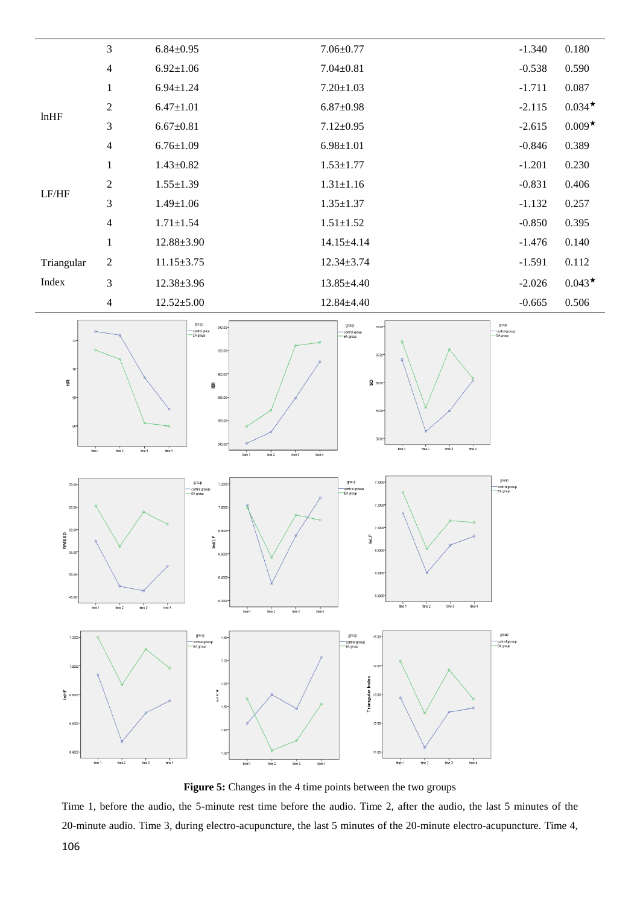|  |  |  |  |  |  |
|---|---|---|---|---|---|
|  | 3 | 6.84±0.95 | 7.06±0.77 | -1.340 | 0.180 |
|  | 4 | 6.92±1.06 | 7.04±0.81 | -0.538 | 0.590 |
| lnHF | 1 | 6.94±1.24 | 7.20±1.03 | -1.711 | 0.087 |
|  | 2 | 6.47±1.01 | 6.87±0.98 | -2.115 | 0.034★ |
|  | 3 | 6.67±0.81 | 7.12±0.95 | -2.615 | 0.009★ |
|  | 4 | 6.76±1.09 | 6.98±1.01 | -0.846 | 0.389 |
| LF/HF | 1 | 1.43±0.82 | 1.53±1.77 | -1.201 | 0.230 |
|  | 2 | 1.55±1.39 | 1.31±1.16 | -0.831 | 0.406 |
|  | 3 | 1.49±1.06 | 1.35±1.37 | -1.132 | 0.257 |
|  | 4 | 1.71±1.54 | 1.51±1.52 | -0.850 | 0.395 |
| Triangular Index | 1 | 12.88±3.90 | 14.15±4.14 | -1.476 | 0.140 |
|  | 2 | 11.15±3.75 | 12.34±3.74 | -1.591 | 0.112 |
|  | 3 | 12.38±3.96 | 13.85±4.40 | -2.026 | 0.043★ |
|  | 4 | 12.52±5.00 | 12.84±4.40 | -0.665 | 0.506 |

**Figure 5:** Changes in the 4 time points between the two groups

Time 1, before the audio, the 5-minute rest time before the audio. Time 2, after the audio, the last 5 minutes of the 20-minute audio. Time 3, during electro-acupuncture, the last 5 minutes of the 20-minute electro-acupuncture. Time 4,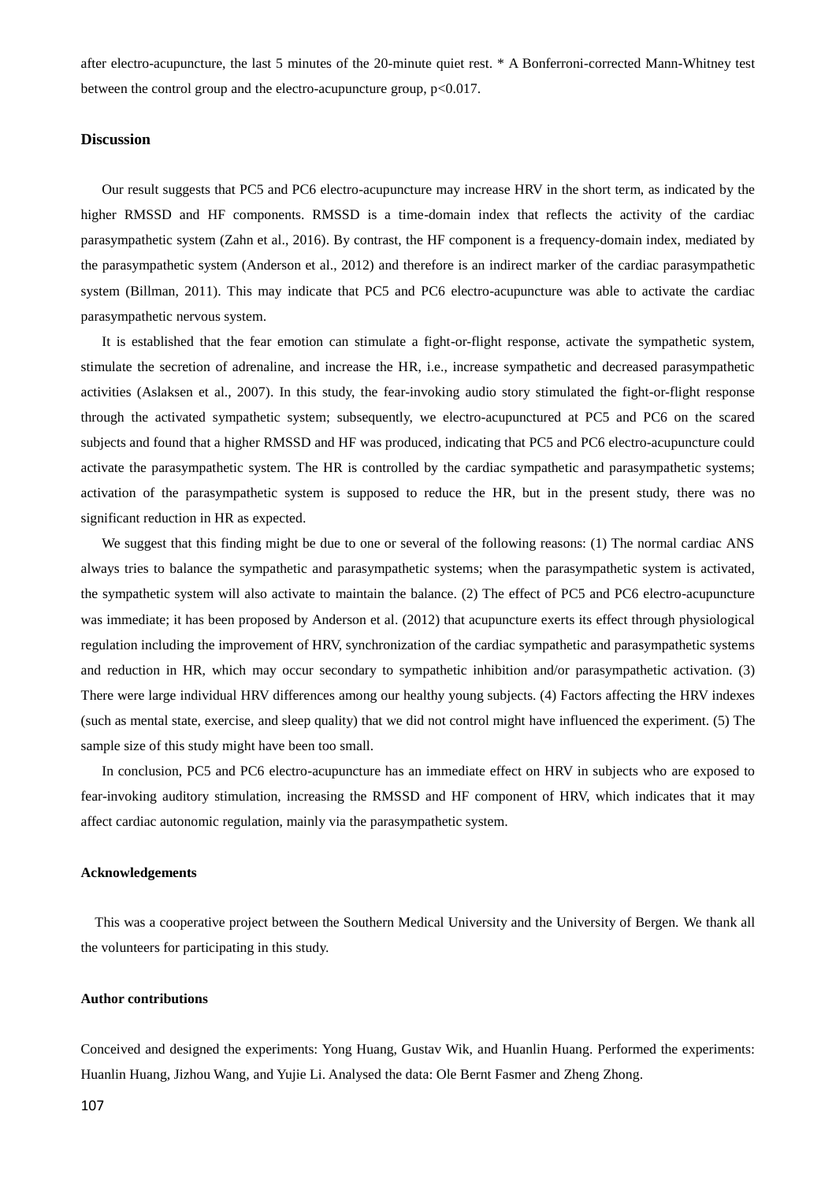after electro-acupuncture, the last 5 minutes of the 20-minute quiet rest. * A Bonferroni-corrected Mann-Whitney test between the control group and the electro-acupuncture group, $p<0.017$.

## Discussion

Our result suggests that PC5 and PC6 electro-acupuncture may increase HRV in the short term, as indicated by the higher RMSSD and HF components. RMSSD is a time-domain index that reflects the activity of the cardiac parasympathetic system (Zahn et al., 2016). By contrast, the HF component is a frequency-domain index, mediated by the parasympathetic system (Anderson et al., 2012) and therefore is an indirect marker of the cardiac parasympathetic system (Billman, 2011). This may indicate that PC5 and PC6 electro-acupuncture was able to activate the cardiac parasympathetic nervous system.

It is established that the fear emotion can stimulate a fight-or-flight response, activate the sympathetic system, stimulate the secretion of adrenaline, and increase the HR, i.e., increase sympathetic and decreased parasympathetic activities (Aslaksen et al., 2007). In this study, the fear-invoking audio story stimulated the fight-or-flight response through the activated sympathetic system; subsequently, we electro-acupunctured at PC5 and PC6 on the scared subjects and found that a higher RMSSD and HF was produced, indicating that PC5 and PC6 electro-acupuncture could activate the parasympathetic system. The HR is controlled by the cardiac sympathetic and parasympathetic systems; activation of the parasympathetic system is supposed to reduce the HR, but in the present study, there was no significant reduction in HR as expected.

We suggest that this finding might be due to one or several of the following reasons: (1) The normal cardiac ANS always tries to balance the sympathetic and parasympathetic systems; when the parasympathetic system is activated, the sympathetic system will also activate to maintain the balance. (2) The effect of PC5 and PC6 electro-acupuncture was immediate; it has been proposed by Anderson et al. (2012) that acupuncture exerts its effect through physiological regulation including the improvement of HRV, synchronization of the cardiac sympathetic and parasympathetic systems and reduction in HR, which may occur secondary to sympathetic inhibition and/or parasympathetic activation. (3) There were large individual HRV differences among our healthy young subjects. (4) Factors affecting the HRV indexes (such as mental state, exercise, and sleep quality) that we did not control might have influenced the experiment. (5) The sample size of this study might have been too small.

In conclusion, PC5 and PC6 electro-acupuncture has an immediate effect on HRV in subjects who are exposed to fear-invoking auditory stimulation, increasing the RMSSD and HF component of HRV, which indicates that it may affect cardiac autonomic regulation, mainly via the parasympathetic system.

### Acknowledgements

This was a cooperative project between the Southern Medical University and the University of Bergen. We thank all the volunteers for participating in this study.

### Author contributions

Conceived and designed the experiments: Yong Huang, Gustav Wik, and Huanlin Huang. Performed the experiments: Huanlin Huang, Jizhou Wang, and Yujie Li. Analysed the data: Ole Bernt Fasmer and Zheng Zhong.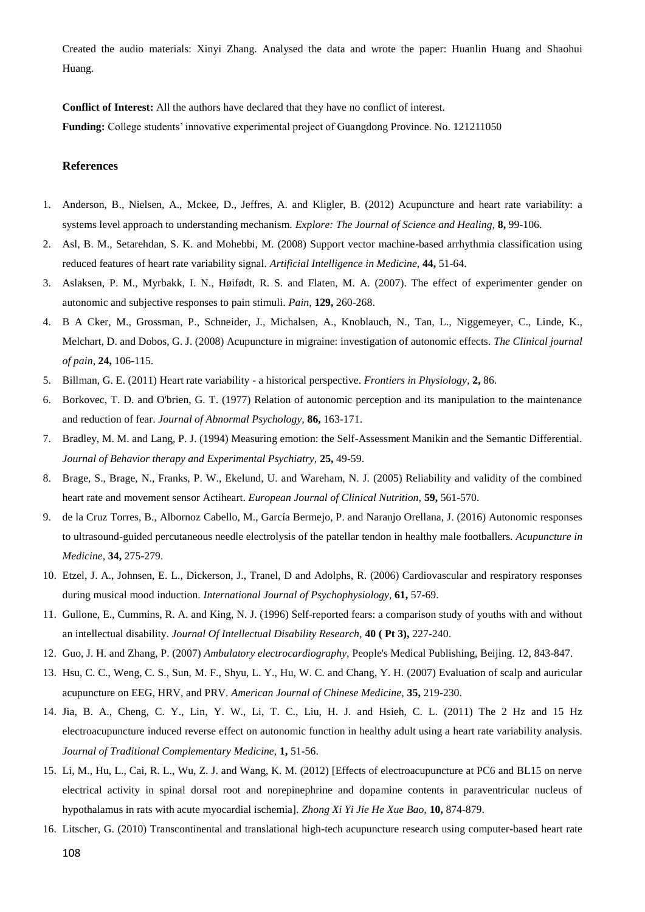Created the audio materials: Xinyi Zhang. Analysed the data and wrote the paper: Huanlin Huang and Shaohui Huang.

**Conflict of Interest:** All the authors have declared that they have no conflict of interest.

**Funding:** College students' innovative experimental project of Guangdong Province. No. 121211050

## References

1. Anderson, B., Nielsen, A., Mckee, D., Jeffres, A. and Kligler, B. (2012) Acupuncture and heart rate variability: a systems level approach to understanding mechanism. *Explore: The Journal of Science and Healing,* **8,** 99-106.
2. Asl, B. M., Setarehdan, S. K. and Mohebbi, M. (2008) Support vector machine-based arrhythmia classification using reduced features of heart rate variability signal. *Artificial Intelligence in Medicine,* **44,** 51-64.
3. Aslaksen, P. M., Myrbakk, I. N., Høifødt, R. S. and Flaten, M. A. (2007). The effect of experimenter gender on autonomic and subjective responses to pain stimuli. *Pain,* **129,** 260-268.
4. B A Cker, M., Grossman, P., Schneider, J., Michalsen, A., Knoblauch, N., Tan, L., Niggemeyer, C., Linde, K., Melchart, D. and Dobos, G. J. (2008) Acupuncture in migraine: investigation of autonomic effects. *The Clinical journal of pain,* **24,** 106-115.
5. Billman, G. E. (2011) Heart rate variability - a historical perspective. *Frontiers in Physiology,* **2,** 86.
6. Borkovec, T. D. and O'brien, G. T. (1977) Relation of autonomic perception and its manipulation to the maintenance and reduction of fear. *Journal of Abnormal Psychology,* **86,** 163-171.
7. Bradley, M. M. and Lang, P. J. (1994) Measuring emotion: the Self-Assessment Manikin and the Semantic Differential. *Journal of Behavior therapy and Experimental Psychiatry,* **25,** 49-59.
8. Brage, S., Brage, N., Franks, P. W., Ekelund, U. and Wareham, N. J. (2005) Reliability and validity of the combined heart rate and movement sensor Actiheart. *European Journal of Clinical Nutrition,* **59,** 561-570.
9. de la Cruz Torres, B., Albornoz Cabello, M., García Bermejo, P. and Naranjo Orellana, J. (2016) Autonomic responses to ultrasound-guided percutaneous needle electrolysis of the patellar tendon in healthy male footballers. *Acupuncture in Medicine,* **34,** 275-279.
10. Etzel, J. A., Johnsen, E. L., Dickerson, J., Tranel, D and Adolphs, R. (2006) Cardiovascular and respiratory responses during musical mood induction. *International Journal of Psychophysiology,* **61,** 57-69.
11. Gullone, E., Cummins, R. A. and King, N. J. (1996) Self-reported fears: a comparison study of youths with and without an intellectual disability. *Journal Of Intellectual Disability Research,* **40 ( Pt 3),** 227-240.
12. Guo, J. H. and Zhang, P. (2007) *Ambulatory electrocardiography,* People's Medical Publishing, Beijing. 12, 843-847.
13. Hsu, C. C., Weng, C. S., Sun, M. F., Shyu, L. Y., Hu, W. C. and Chang, Y. H. (2007) Evaluation of scalp and auricular acupuncture on EEG, HRV, and PRV. *American Journal of Chinese Medicine,* **35,** 219-230.
14. Jia, B. A., Cheng, C. Y., Lin, Y. W., Li, T. C., Liu, H. J. and Hsieh, C. L. (2011) The 2 Hz and 15 Hz electroacupuncture induced reverse effect on autonomic function in healthy adult using a heart rate variability analysis. *Journal of Traditional Complementary Medicine,* **1,** 51-56.
15. Li, M., Hu, L., Cai, R. L., Wu, Z. J. and Wang, K. M. (2012) [Effects of electroacupuncture at PC6 and BL15 on nerve electrical activity in spinal dorsal root and norepinephrine and dopamine contents in paraventricular nucleus of hypothalamus in rats with acute myocardial ischemia]. *Zhong Xi Yi Jie He Xue Bao,* **10,** 874-879.
16. Litscher, G. (2010) Transcontinental and translational high-tech acupuncture research using computer-based heart rate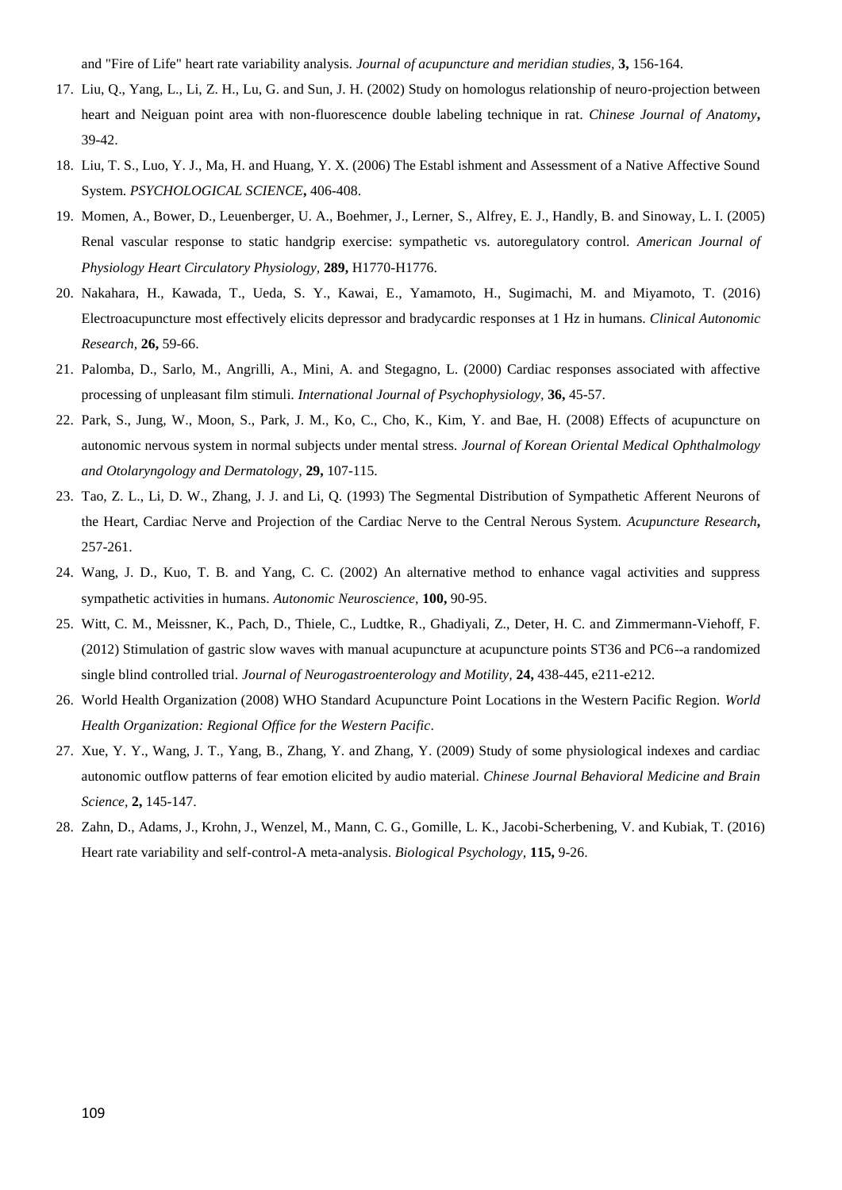and "Fire of Life" heart rate variability analysis. *Journal of acupuncture and meridian studies*, **3,** 156-164.

17. Liu, Q., Yang, L., Li, Z. H., Lu, G. and Sun, J. H. (2002) Study on homologus relationship of neuro-projection between heart and Neiguan point area with non-fluorescence double labeling technique in rat. *Chinese Journal of Anatomy***,** 39-42.
18. Liu, T. S., Luo, Y. J., Ma, H. and Huang, Y. X. (2006) The Establ ishment and Assessment of a Native Affective Sound System. *PSYCHOLOGICAL SCIENCE***,** 406-408.
19. Momen, A., Bower, D., Leuenberger, U. A., Boehmer, J., Lerner, S., Alfrey, E. J., Handly, B. and Sinoway, L. I. (2005) Renal vascular response to static handgrip exercise: sympathetic vs. autoregulatory control. *American Journal of Physiology Heart Circulatory Physiology,* **289,** H1770-H1776.
20. Nakahara, H., Kawada, T., Ueda, S. Y., Kawai, E., Yamamoto, H., Sugimachi, M. and Miyamoto, T. (2016) Electroacupuncture most effectively elicits depressor and bradycardic responses at 1 Hz in humans. *Clinical Autonomic Research,* **26,** 59-66.
21. Palomba, D., Sarlo, M., Angrilli, A., Mini, A. and Stegagno, L. (2000) Cardiac responses associated with affective processing of unpleasant film stimuli. *International Journal of Psychophysiology,* **36,** 45-57.
22. Park, S., Jung, W., Moon, S., Park, J. M., Ko, C., Cho, K., Kim, Y. and Bae, H. (2008) Effects of acupuncture on autonomic nervous system in normal subjects under mental stress. *Journal of Korean Oriental Medical Ophthalmology and Otolaryngology and Dermatology,* **29,** 107-115.
23. Tao, Z. L., Li, D. W., Zhang, J. J. and Li, Q. (1993) The Segmental Distribution of Sympathetic Afferent Neurons of the Heart, Cardiac Nerve and Projection of the Cardiac Nerve to the Central Nerous System. *Acupuncture Research***,** 257-261.
24. Wang, J. D., Kuo, T. B. and Yang, C. C. (2002) An alternative method to enhance vagal activities and suppress sympathetic activities in humans. *Autonomic Neuroscience,* **100,** 90-95.
25. Witt, C. M., Meissner, K., Pach, D., Thiele, C., Ludtke, R., Ghadiyali, Z., Deter, H. C. and Zimmermann-Viehoff, F. (2012) Stimulation of gastric slow waves with manual acupuncture at acupuncture points ST36 and PC6--a randomized single blind controlled trial. *Journal of Neurogastroenterology and Motility,* **24,** 438-445, e211-e212.
26. World Health Organization (2008) WHO Standard Acupuncture Point Locations in the Western Pacific Region. *World Health Organization: Regional Office for the Western Pacific*.
27. Xue, Y. Y., Wang, J. T., Yang, B., Zhang, Y. and Zhang, Y. (2009) Study of some physiological indexes and cardiac autonomic outflow patterns of fear emotion elicited by audio material. *Chinese Journal Behavioral Medicine and Brain Science,* **2,** 145-147.
28. Zahn, D., Adams, J., Krohn, J., Wenzel, M., Mann, C. G., Gomille, L. K., Jacobi-Scherbening, V. and Kubiak, T. (2016) Heart rate variability and self-control-A meta-analysis. *Biological Psychology,* **115,** 9-26.